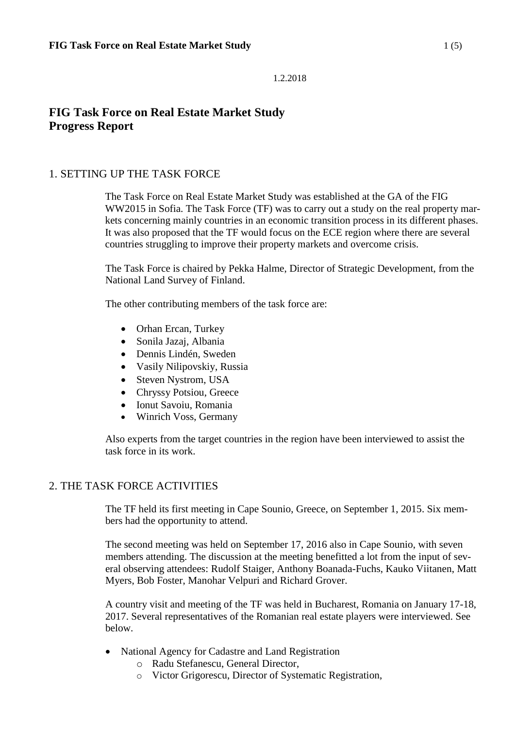1.2.2018

# FIG Task Force on Real Estate Market Study
# Progress Report

## 1. SETTING UP THE TASK FORCE

The Task Force on Real Estate Market Study was established at the GA of the FIG WW2015 in Sofia. The Task Force (TF) was to carry out a study on the real property markets concerning mainly countries in an economic transition process in its different phases. It was also proposed that the TF would focus on the ECE region where there are several countries struggling to improve their property markets and overcome crisis.

The Task Force is chaired by Pekka Halme, Director of Strategic Development, from the National Land Survey of Finland.

The other contributing members of the task force are:

- Orhan Ercan, Turkey
- Sonila Jazaj, Albania
- Dennis Lindén, Sweden
- Vasily Nilipovskiy, Russia
- Steven Nystrom, USA
- Chryssy Potsiou, Greece
- Ionut Savoiu, Romania
- Winrich Voss, Germany

Also experts from the target countries in the region have been interviewed to assist the task force in its work.

## 2. THE TASK FORCE ACTIVITIES

The TF held its first meeting in Cape Sounio, Greece, on September 1, 2015. Six members had the opportunity to attend.

The second meeting was held on September 17, 2016 also in Cape Sounio, with seven members attending. The discussion at the meeting benefitted a lot from the input of several observing attendees: Rudolf Staiger, Anthony Boanada-Fuchs, Kauko Viitanen, Matt Myers, Bob Foster, Manohar Velpuri and Richard Grover.

A country visit and meeting of the TF was held in Bucharest, Romania on January 17-18, 2017. Several representatives of the Romanian real estate players were interviewed. See below.

- National Agency for Cadastre and Land Registration
  - Radu Stefanescu, General Director,
  - Victor Grigorescu, Director of Systematic Registration,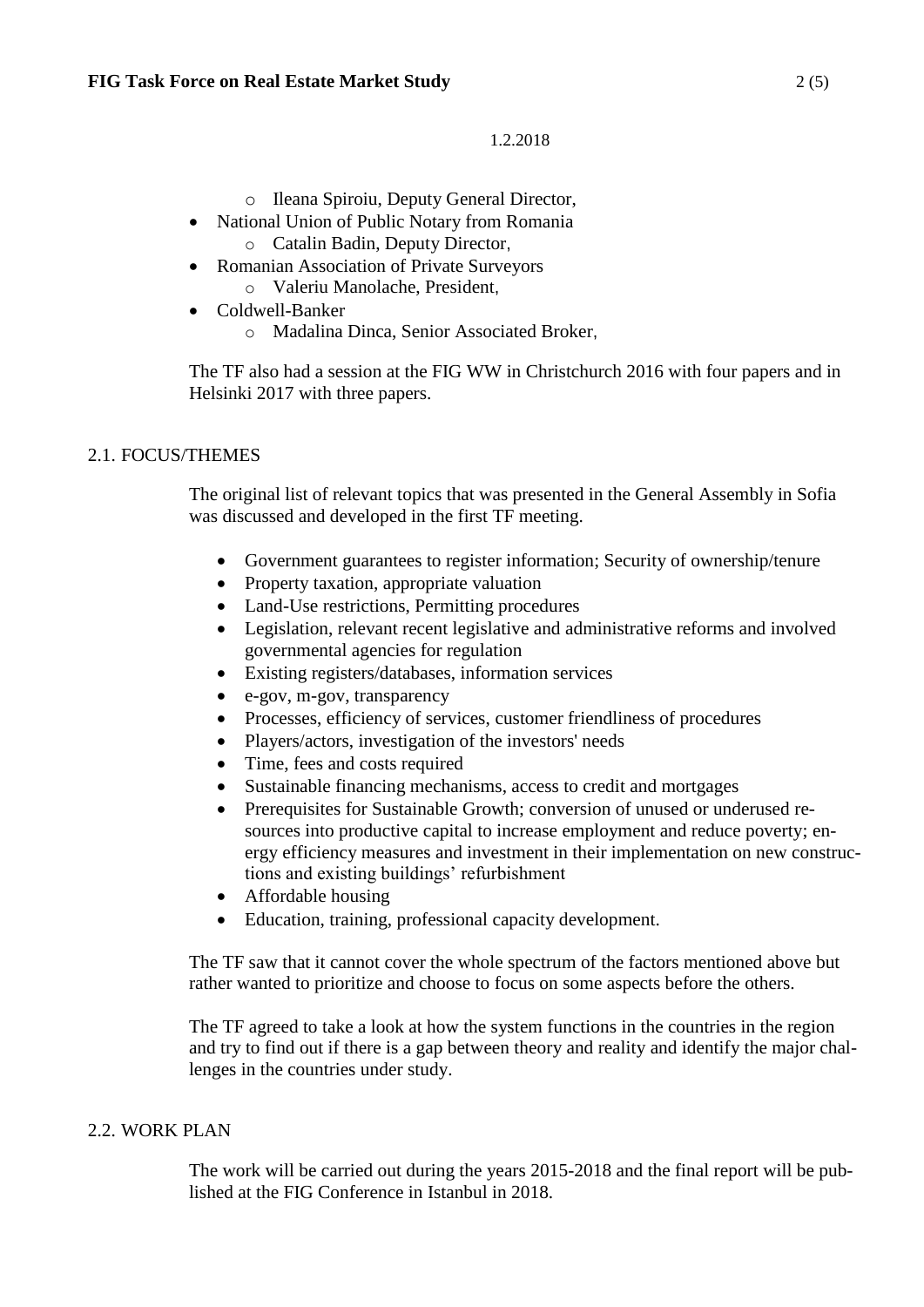1.2.2018

- Ileana Spiroiu, Deputy General Director,
- National Union of Public Notary from Romania
  - Catalin Badin, Deputy Director,
- Romanian Association of Private Surveyors
  - Valeriu Manolache, President,
- Coldwell-Banker
  - Madalina Dinca, Senior Associated Broker,

The TF also had a session at the FIG WW in Christchurch 2016 with four papers and in Helsinki 2017 with three papers.

## 2.1. FOCUS/THEMES

The original list of relevant topics that was presented in the General Assembly in Sofia was discussed and developed in the first TF meeting.

- Government guarantees to register information; Security of ownership/tenure
- Property taxation, appropriate valuation
- Land-Use restrictions, Permitting procedures
- Legislation, relevant recent legislative and administrative reforms and involved governmental agencies for regulation
- Existing registers/databases, information services
- e-gov, m-gov, transparency
- Processes, efficiency of services, customer friendliness of procedures
- Players/actors, investigation of the investors' needs
- Time, fees and costs required
- Sustainable financing mechanisms, access to credit and mortgages
- Prerequisites for Sustainable Growth; conversion of unused or underused resources into productive capital to increase employment and reduce poverty; energy efficiency measures and investment in their implementation on new constructions and existing buildings' refurbishment
- Affordable housing
- Education, training, professional capacity development.

The TF saw that it cannot cover the whole spectrum of the factors mentioned above but rather wanted to prioritize and choose to focus on some aspects before the others.

The TF agreed to take a look at how the system functions in the countries in the region and try to find out if there is a gap between theory and reality and identify the major challenges in the countries under study.

## 2.2. WORK PLAN

The work will be carried out during the years 2015-2018 and the final report will be published at the FIG Conference in Istanbul in 2018.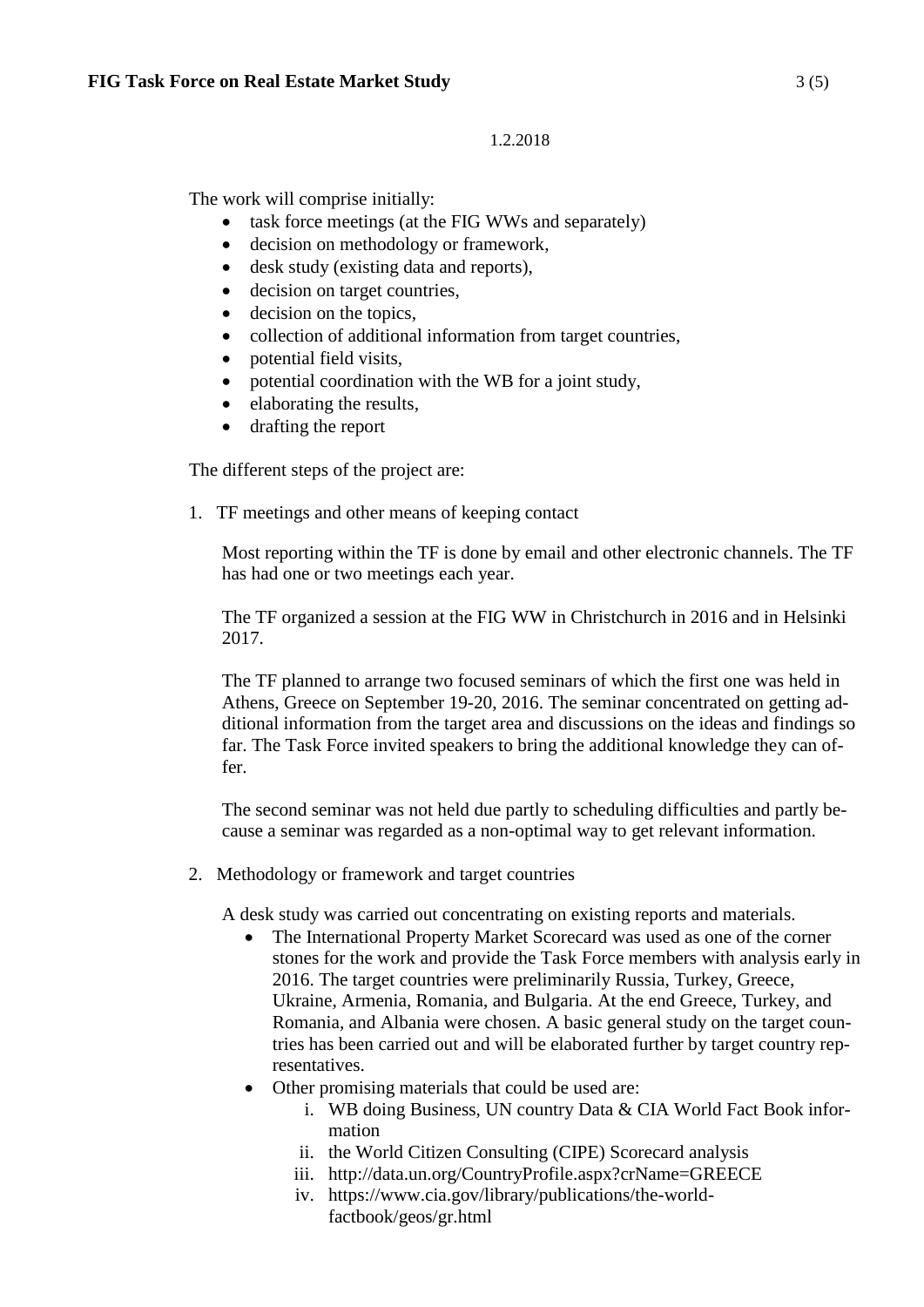1.2.2018

The work will comprise initially:

- task force meetings (at the FIG WWs and separately)
- decision on methodology or framework,
- desk study (existing data and reports),
- decision on target countries,
- decision on the topics,
- collection of additional information from target countries,
- potential field visits,
- potential coordination with the WB for a joint study,
- elaborating the results,
- drafting the report

The different steps of the project are:

1. TF meetings and other means of keeping contact

   Most reporting within the TF is done by email and other electronic channels. The TF has had one or two meetings each year.

   The TF organized a session at the FIG WW in Christchurch in 2016 and in Helsinki 2017.

   The TF planned to arrange two focused seminars of which the first one was held in Athens, Greece on September 19-20, 2016. The seminar concentrated on getting additional information from the target area and discussions on the ideas and findings so far. The Task Force invited speakers to bring the additional knowledge they can offer.

   The second seminar was not held due partly to scheduling difficulties and partly because a seminar was regarded as a non-optimal way to get relevant information.

2. Methodology or framework and target countries

   A desk study was carried out concentrating on existing reports and materials.

   - The International Property Market Scorecard was used as one of the corner stones for the work and provide the Task Force members with analysis early in 2016. The target countries were preliminarily Russia, Turkey, Greece, Ukraine, Armenia, Romania, and Bulgaria. At the end Greece, Turkey, and Romania, and Albania were chosen. A basic general study on the target countries has been carried out and will be elaborated further by target country representatives.
   - Other promising materials that could be used are:
     i. WB doing Business, UN country Data & CIA World Fact Book information
     ii. the World Citizen Consulting (CIPE) Scorecard analysis
     iii. http://data.un.org/CountryProfile.aspx?crName=GREECE
     iv. https://www.cia.gov/library/publications/the-world-factbook/geos/gr.html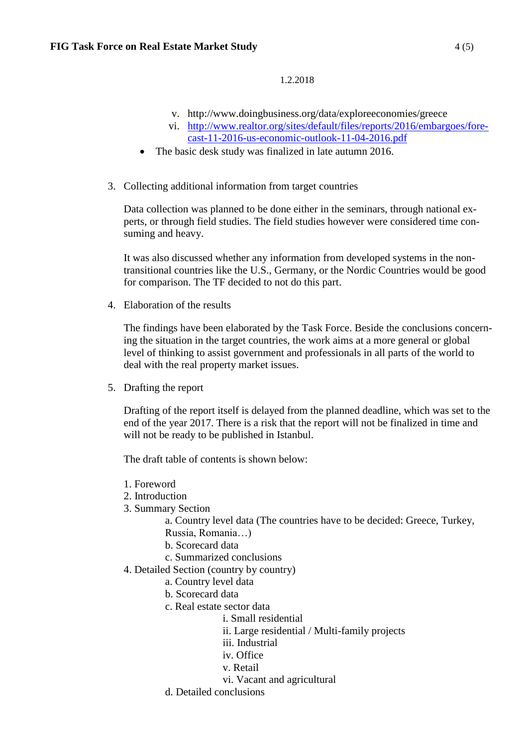1.2.2018

   v. http://www.doingbusiness.org/data/exploreeconomies/greece
   vi. [http://www.realtor.org/sites/default/files/reports/2016/embargoes/forecast-11-2016-us-economic-outlook-11-04-2016.pdf](http://www.realtor.org/sites/default/files/reports/2016/embargoes/forecast-11-2016-us-economic-outlook-11-04-2016.pdf)

- The basic desk study was finalized in late autumn 2016.

3. Collecting additional information from target countries

   Data collection was planned to be done either in the seminars, through national experts, or through field studies. The field studies however were considered time consuming and heavy.

   It was also discussed whether any information from developed systems in the non-transitional countries like the U.S., Germany, or the Nordic Countries would be good for comparison. The TF decided to not do this part.

4. Elaboration of the results

   The findings have been elaborated by the Task Force. Beside the conclusions concerning the situation in the target countries, the work aims at a more general or global level of thinking to assist government and professionals in all parts of the world to deal with the real property market issues.

5. Drafting the report

   Drafting of the report itself is delayed from the planned deadline, which was set to the end of the year 2017. There is a risk that the report will not be finalized in time and will not be ready to be published in Istanbul.

   The draft table of contents is shown below:

   1. Foreword
   2. Introduction
   3. Summary Section
      a. Country level data (The countries have to be decided: Greece, Turkey, Russia, Romania…)
      b. Scorecard data
      c. Summarized conclusions
   4. Detailed Section (country by country)
      a. Country level data
      b. Scorecard data
      c. Real estate sector data
         i. Small residential
         ii. Large residential / Multi-family projects
         iii. Industrial
         iv. Office
         v. Retail
         vi. Vacant and agricultural
      d. Detailed conclusions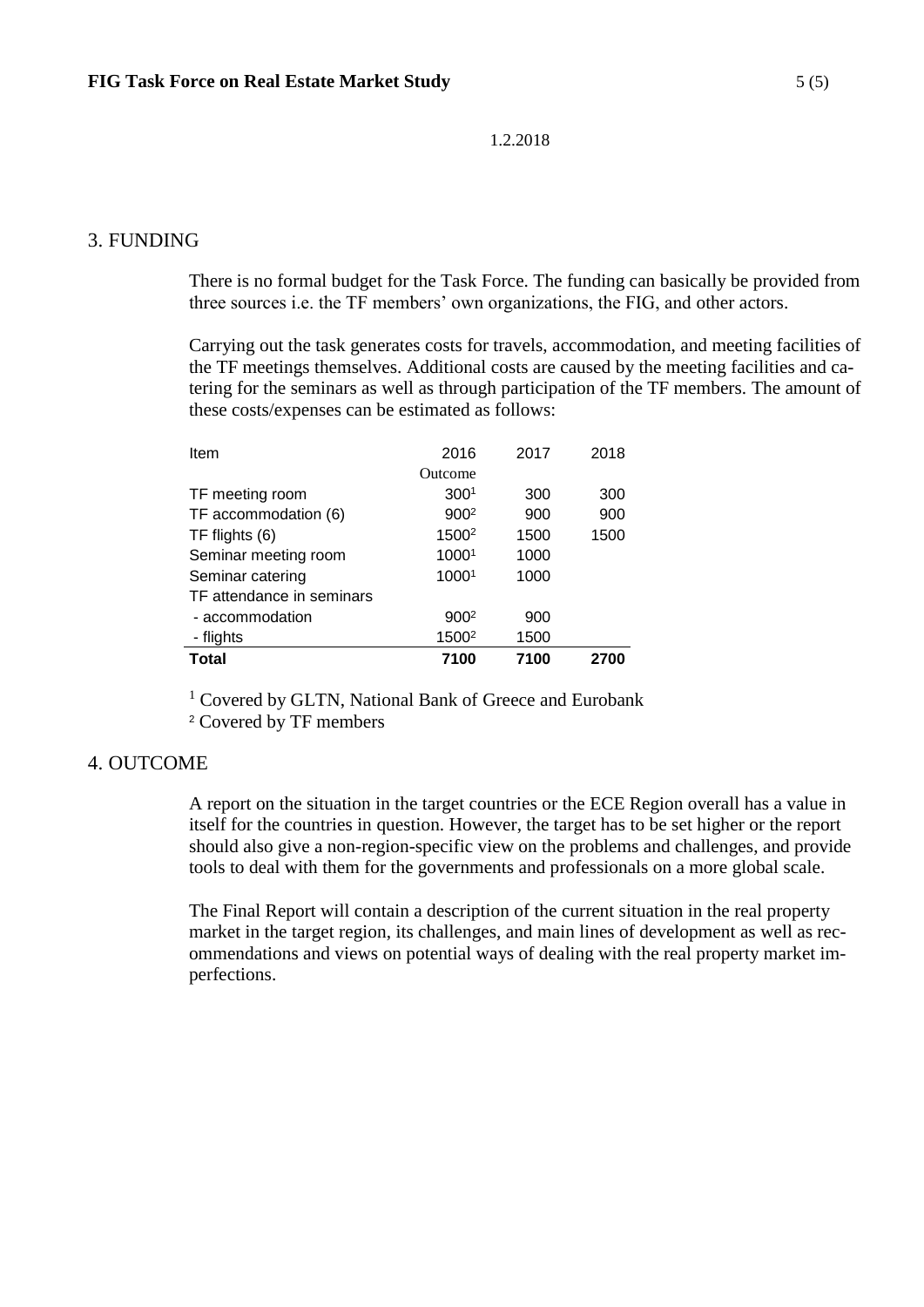1.2.2018

## 3. FUNDING

There is no formal budget for the Task Force. The funding can basically be provided from three sources i.e. the TF members' own organizations, the FIG, and other actors.

Carrying out the task generates costs for travels, accommodation, and meeting facilities of the TF meetings themselves. Additional costs are caused by the meeting facilities and catering for the seminars as well as through participation of the TF members. The amount of these costs/expenses can be estimated as follows:

| Item | 2016<br>Outcome | 2017 | 2018 |
|---|---|---|---|
| TF meeting room | 300[1] | 300 | 300 |
| TF accommodation (6) | 900[2] | 900 | 900 |
| TF flights (6) | 1500[2] | 1500 | 1500 |
| Seminar meeting room | 1000[1] | 1000 | |
| Seminar catering | 1000[1] | 1000 | |
| TF attendance in seminars | | | |
| - accommodation | 900[2] | 900 | |
| - flights | 1500[2] | 1500 | |
| **Total** | **7100** | **7100** | **2700** |

[1] Covered by GLTN, National Bank of Greece and Eurobank
[2] Covered by TF members

## 4. OUTCOME

A report on the situation in the target countries or the ECE Region overall has a value in itself for the countries in question. However, the target has to be set higher or the report should also give a non-region-specific view on the problems and challenges, and provide tools to deal with them for the governments and professionals on a more global scale.

The Final Report will contain a description of the current situation in the real property market in the target region, its challenges, and main lines of development as well as recommendations and views on potential ways of dealing with the real property market imperfections.